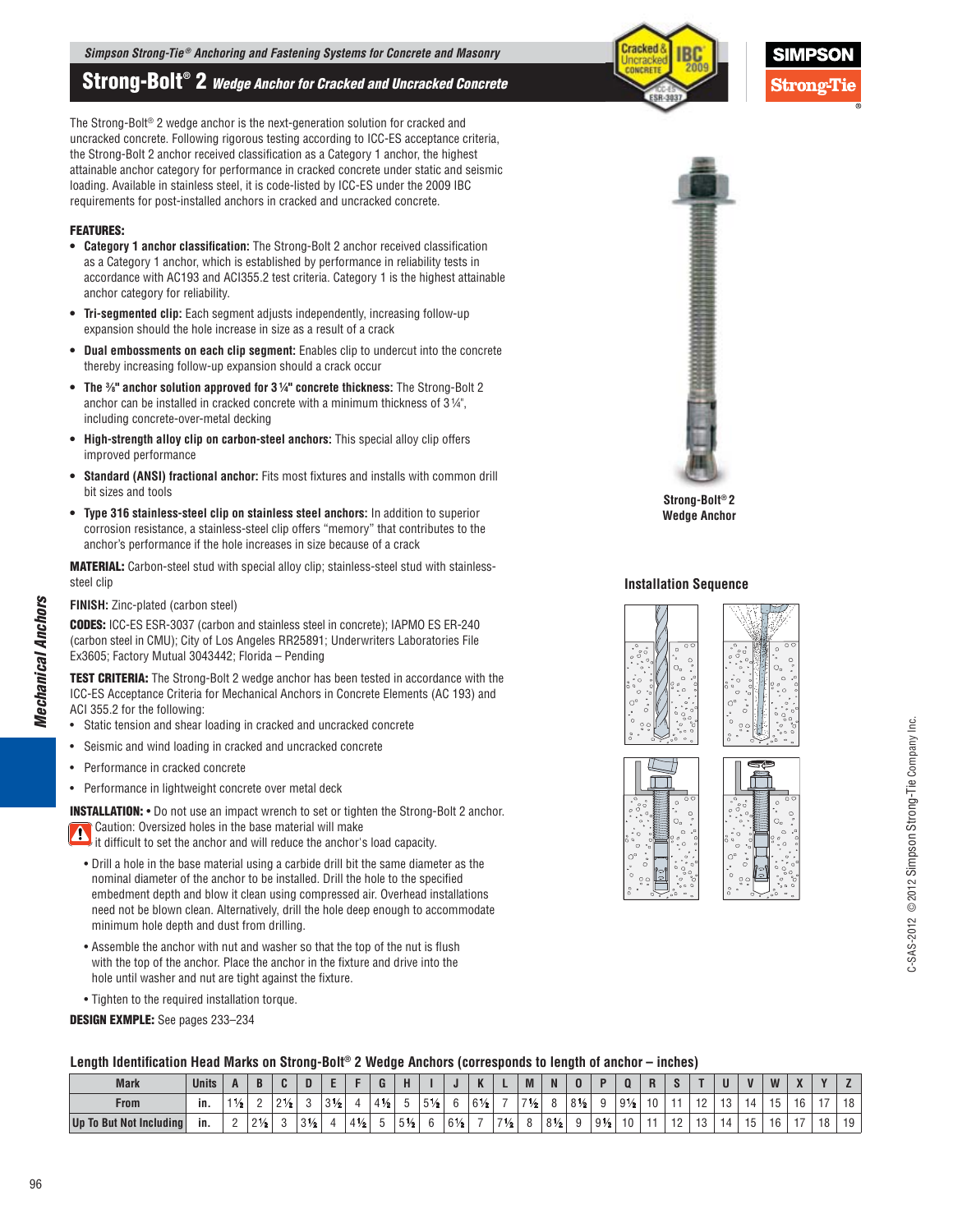# Strong-Bolt® 2 *Wedge Anchor for Cracked and Uncracked Concrete*

The Strong-Bolt® 2 wedge anchor is the next-generation solution for cracked and uncracked concrete. Following rigorous testing according to ICC-ES acceptance criteria, the Strong-Bolt 2 anchor received classification as a Category 1 anchor, the highest attainable anchor category for performance in cracked concrete under static and seismic loading. Available in stainless steel, it is code-listed by ICC-ES under the 2009 IBC requirements for post-installed anchors in cracked and uncracked concrete.

**FEATURES:**

- **Category 1 anchor classification:** The Strong-Bolt 2 anchor received classification as a Category 1 anchor, which is established by performance in reliability tests in accordance with AC193 and ACI355.2 test criteria. Category 1 is the highest attainable anchor category for reliability.
- **Tri-segmented clip:** Each segment adjusts independently, increasing follow-up expansion should the hole increase in size as a result of a crack
- **Dual embossments on each clip segment:** Enables clip to undercut into the concrete thereby increasing follow-up expansion should a crack occur
- **The ⅜" anchor solution approved for 3¼" concrete thickness:** The Strong-Bolt 2 anchor can be installed in cracked concrete with a minimum thickness of 3¼", including concrete-over-metal decking
- **High-strength alloy clip on carbon-steel anchors:** This special alloy clip offers improved performance
- **Standard (ANSI) fractional anchor:** Fits most fixtures and installs with common drill bit sizes and tools
- **Type 316 stainless-steel clip on stainless steel anchors:** In addition to superior corrosion resistance, a stainless-steel clip offers "memory" that contributes to the anchor's performance if the hole increases in size because of a crack

**MATERIAL:** Carbon-steel stud with special alloy clip; stainless-steel stud with stainless-steel clip

**FINISH:** Zinc-plated (carbon steel)

**CODES:** ICC-ES ESR-3037 (carbon and stainless steel in concrete); IAPMO ES ER-240 (carbon steel in CMU); City of Los Angeles RR25891; Underwriters Laboratories File Ex3605; Factory Mutual 3043442; Florida – Pending

**TEST CRITERIA:** The Strong-Bolt 2 wedge anchor has been tested in accordance with the ICC-ES Acceptance Criteria for Mechanical Anchors in Concrete Elements (AC 193) and ACI 355.2 for the following:

- Static tension and shear loading in cracked and uncracked concrete
- Seismic and wind loading in cracked and uncracked concrete
- Performance in cracked concrete
- Performance in lightweight concrete over metal deck

**INSTALLATION:** • Do not use an impact wrench to set or tighten the Strong-Bolt 2 anchor.

Caution: Oversized holes in the base material will make it difficult to set the anchor and will reduce the anchor's load capacity.

- Drill a hole in the base material using a carbide drill bit the same diameter as the nominal diameter of the anchor to be installed. Drill the hole to the specified embedment depth and blow it clean using compressed air. Overhead installations need not be blown clean. Alternatively, drill the hole deep enough to accommodate minimum hole depth and dust from drilling.
- Assemble the anchor with nut and washer so that the top of the nut is flush with the top of the anchor. Place the anchor in the fixture and drive into the hole until washer and nut are tight against the fixture.
- Tighten to the required installation torque.

**DESIGN EXMPLE:** See pages 233–234

Strong-Bolt® 2 Wedge Anchor

**Installation Sequence**

### Length Identification Head Marks on Strong-Bolt® 2 Wedge Anchors (corresponds to length of anchor – inches)

| Mark | Units | A | B | C | D | E | F | G | H | I | J | K | L | M | N | O | P | Q | R | S | T | U | V | W | X | Y | Z |
|---|---|---|---|---|---|---|---|---|---|---|---|---|---|---|---|---|---|---|---|---|---|---|---|---|---|---|---|
| From | in. | 1½ | 2 | 2½ | 3 | 3½ | 4 | 4½ | 5 | 5½ | 6 | 6½ | 7 | 7½ | 8 | 8½ | 9 | 9½ | 10 | 11 | 12 | 13 | 14 | 15 | 16 | 17 | 18 |
| Up To But Not Including | in. | 2 | 2½ | 3 | 3½ | 4 | 4½ | 5 | 5½ | 6 | 6½ | 7 | 7½ | 8 | 8½ | 9 | 9½ | 10 | 11 | 12 | 13 | 14 | 15 | 16 | 17 | 18 | 19 |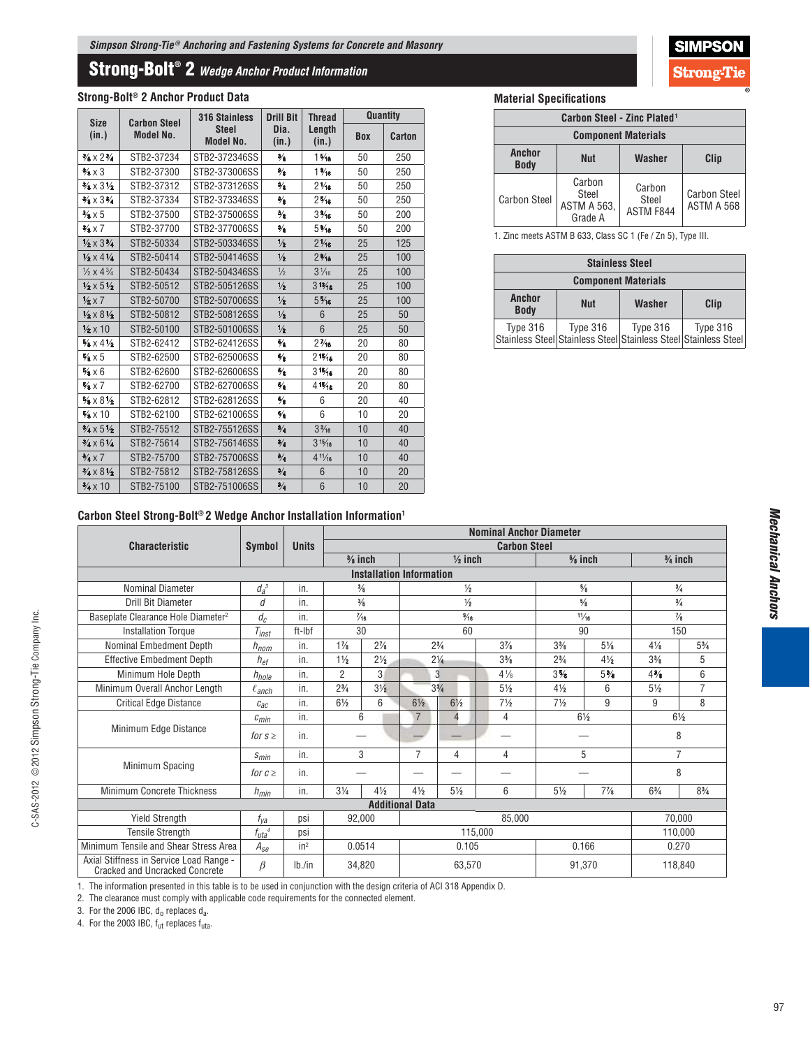# Strong-Bolt® 2 *Wedge Anchor Product Information*

## Strong-Bolt® 2 Anchor Product Data

| Size (in.) | Carbon Steel Model No. | 316 Stainless Steel Model No. | Drill Bit Dia. (in.) | Thread Length (in.) | Quantity | |
|---|---|---|---|---|---|---|
| | | | | | Box | Carton |
| 3/8 x 2 3/4 | STB2-37234 | STB2-372346SS | 3/8 | 1 5/16 | 50 | 250 |
| 3/8 x 3 | STB2-37300 | STB2-373006SS | 3/8 | 1 9/16 | 50 | 250 |
| 3/8 x 3 1/2 | STB2-37312 | STB2-373126SS | 3/8 | 2 1/16 | 50 | 250 |
| 3/8 x 3 3/4 | STB2-37334 | STB2-373346SS | 3/8 | 2 5/16 | 50 | 250 |
| 3/8 x 5 | STB2-37500 | STB2-375006SS | 3/8 | 3 9/16 | 50 | 200 |
| 3/8 x 7 | STB2-37700 | STB2-377006SS | 3/8 | 5 9/16 | 50 | 200 |
| 1/2 x 3 3/4 | STB2-50334 | STB2-503346SS | 1/2 | 2 1/16 | 25 | 125 |
| 1/2 x 4 1/4 | STB2-50414 | STB2-504146SS | 1/2 | 2 9/16 | 25 | 100 |
| 1/2 x 4 3/4 | STB2-50434 | STB2-504346SS | 1/2 | 3 1/16 | 25 | 100 |
| 1/2 x 5 1/2 | STB2-50512 | STB2-505126SS | 1/2 | 3 13/16 | 25 | 100 |
| 1/2 x 7 | STB2-50700 | STB2-507006SS | 1/2 | 5 5/16 | 25 | 100 |
| 1/2 x 8 1/2 | STB2-50812 | STB2-508126SS | 1/2 | 6 | 25 | 50 |
| 1/2 x 10 | STB2-50100 | STB2-501006SS | 1/2 | 6 | 25 | 50 |
| 5/8 x 4 1/2 | STB2-62412 | STB2-624126SS | 5/8 | 2 7/16 | 20 | 80 |
| 5/8 x 5 | STB2-62500 | STB2-625006SS | 5/8 | 2 15/16 | 20 | 80 |
| 5/8 x 6 | STB2-62600 | STB2-626006SS | 5/8 | 3 15/16 | 20 | 80 |
| 5/8 x 7 | STB2-62700 | STB2-627006SS | 5/8 | 4 15/16 | 20 | 80 |
| 5/8 x 8 1/2 | STB2-62812 | STB2-628126SS | 5/8 | 6 | 20 | 40 |
| 5/8 x 10 | STB2-62100 | STB2-621006SS | 5/8 | 6 | 10 | 20 |
| 3/4 x 5 1/2 | STB2-75512 | STB2-755126SS | 3/4 | 3 5/16 | 10 | 40 |
| 3/4 x 6 1/4 | STB2-75614 | STB2-756146SS | 3/4 | 3 15/16 | 10 | 40 |
| 3/4 x 7 | STB2-75700 | STB2-757006SS | 3/4 | 4 11/16 | 10 | 40 |
| 3/4 x 8 1/2 | STB2-75812 | STB2-758126SS | 3/4 | 6 | 10 | 20 |
| 3/4 x 10 | STB2-75100 | STB2-751006SS | 3/4 | 6 | 10 | 20 |

## Material Specifications

| Carbon Steel - Zinc Plated[1] | | | |
|---|---|---|---|
| Component Materials | | | |
| Anchor Body | Nut | Washer | Clip |
| Carbon Steel | Carbon Steel ASTM A 563, Grade A | Carbon Steel ASTM F844 | Carbon Steel ASTM A 568 |

1. Zinc meets ASTM B 633, Class SC 1 (Fe / Zn 5), Type III.

| Stainless Steel | | | |
|---|---|---|---|
| Component Materials | | | |
| Anchor Body | Nut | Washer | Clip |
| Type 316 Stainless Steel | Type 316 Stainless Steel | Type 316 Stainless Steel | Type 316 Stainless Steel |

## Carbon Steel Strong-Bolt® 2 Wedge Anchor Installation Information[1]

| Characteristic | Symbol | Units | 3/8 inch | | 1/2 inch | | | 5/8 inch | | 3/4 inch | |
|---|---|---|---|---|---|---|---|---|---|---|---|
| **Installation Information** | | | | | | | | | | | |
| Nominal Diameter | $d_a$[3] | in. | 3/8 | | 1/2 | | | 5/8 | | 3/4 | |
| Drill Bit Diameter | $d$ | in. | 3/8 | | 1/2 | | | 5/8 | | 3/4 | |
| Baseplate Clearance Hole Diameter[2] | $d_c$ | in. | 7/16 | | 9/16 | | | 11/16 | | 7/8 | |
| Installation Torque | $T_{inst}$ | ft-lbf | 30 | | 60 | | | 90 | | 150 | |
| Nominal Embedment Depth | $h_{nom}$ | in. | 1 7/8 | 2 7/8 | 2 3/4 | | 3 7/8 | 3 3/8 | 5 1/8 | 4 1/8 | 5 3/4 |
| Effective Embedment Depth | $h_{ef}$ | in. | 1 1/2 | 2 1/2 | 2 1/4 | | 3 3/8 | 2 3/4 | 4 1/2 | 3 3/8 | 5 |
| Minimum Hole Depth | $h_{hole}$ | in. | 2 | 3 | 3 | | 4 1/8 | 3 5/8 | 5 3/8 | 4 3/8 | 6 |
| Minimum Overall Anchor Length | $\ell_{anch}$ | in. | 2 3/4 | 3 1/2 | 3 3/4 | | 5 1/2 | 4 1/2 | 6 | 5 1/2 | 7 |
| Critical Edge Distance | $c_{ac}$ | in. | 6 1/2 | 6 | 6 1/2 | 6 1/2 | 7 1/2 | 7 1/2 | 9 | 9 | 8 |
| Minimum Edge Distance | $c_{min}$ | in. | 6 | | 7 | 4 | 4 | 6 1/2 | | 6 1/2 | |
| | for $s \geq$ | in. | — | | — | — | — | — | | 8 | |
| Minimum Spacing | $s_{min}$ | in. | 3 | | 7 | 4 | 4 | 5 | | 7 | |
| | for $c \geq$ | in. | — | | — | — | — | — | | 8 | |
| Minimum Concrete Thickness | $h_{min}$ | in. | 3 1/4 | 4 1/2 | 4 1/2 | 5 1/2 | 6 | 5 1/2 | 7 7/8 | 6 3/4 | 8 3/4 |
| **Additional Data** | | | | | | | | | | | |
| Yield Strength | $f_{ya}$ | psi | 92,000 | | 85,000 | | | | | 70,000 | |
| Tensile Strength | $f_{uta}$[4] | psi | 115,000 | | | | | | | 110,000 | |
| Minimum Tensile and Shear Stress Area | $A_{se}$ | in² | 0.0514 | | 0.105 | | | 0.166 | | 0.270 | |
| Axial Stiffness in Service Load Range - Cracked and Uncracked Concrete | $\beta$ | lb./in | 34,820 | | 63,570 | | | 91,370 | | 118,840 | |

1. The information presented in this table is to be used in conjunction with the design criteria of ACI 318 Appendix D.
2. The clearance must comply with applicable code requirements for the connected element.
3. For the 2006 IBC, $d_o$ replaces $d_a$.
4. For the 2003 IBC, $f_{ut}$ replaces $f_{uta}$.